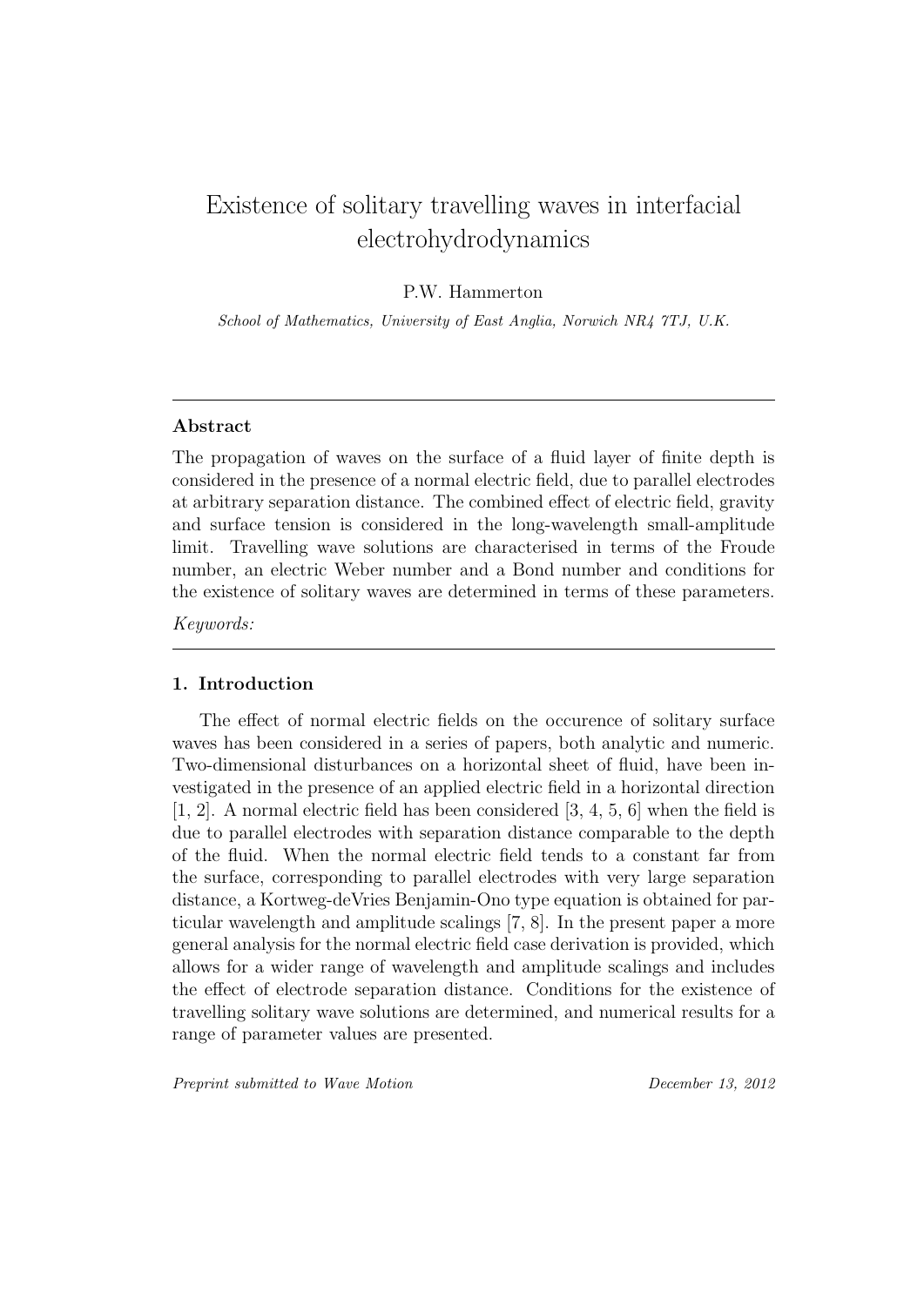# Existence of solitary travelling waves in interfacial electrohydrodynamics

P.W. Hammerton

*School of Mathematics, University of East Anglia, Norwich NR4 7TJ, U.K.*

---

**Abstract**

The propagation of waves on the surface of a fluid layer of finite depth is considered in the presence of a normal electric field, due to parallel electrodes at arbitrary separation distance. The combined effect of electric field, gravity and surface tension is considered in the long-wavelength small-amplitude limit. Travelling wave solutions are characterised in terms of the Froude number, an electric Weber number and a Bond number and conditions for the existence of solitary waves are determined in terms of these parameters.

*Keywords:*

---

## 1. Introduction

The effect of normal electric fields on the occurence of solitary surface waves has been considered in a series of papers, both analytic and numeric. Two-dimensional disturbances on a horizontal sheet of fluid, have been investigated in the presence of an applied electric field in a horizontal direction [1, 2]. A normal electric field has been considered [3, 4, 5, 6] when the field is due to parallel electrodes with separation distance comparable to the depth of the fluid. When the normal electric field tends to a constant far from the surface, corresponding to parallel electrodes with very large separation distance, a Kortweg-deVries Benjamin-Ono type equation is obtained for particular wavelength and amplitude scalings [7, 8]. In the present paper a more general analysis for the normal electric field case derivation is provided, which allows for a wider range of wavelength and amplitude scalings and includes the effect of electrode separation distance. Conditions for the existence of travelling solitary wave solutions are determined, and numerical results for a range of parameter values are presented.

*Preprint submitted to Wave Motion* *December 13, 2012*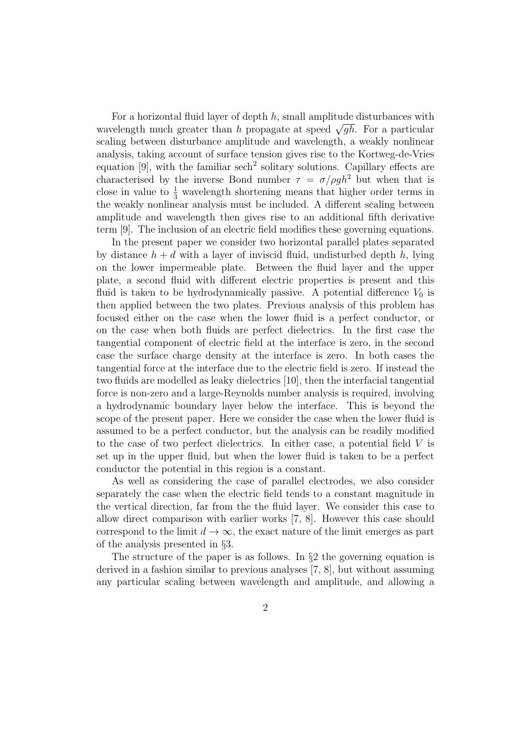For a horizontal fluid layer of depth $h$, small amplitude disturbances with wavelength much greater than $h$ propagate at speed $\sqrt{gh}$. For a particular scaling between disturbance amplitude and wavelength, a weakly nonlinear analysis, taking account of surface tension gives rise to the Kortweg-de-Vries equation [9], with the familiar $\mathrm{sech}^2$ solitary solutions. Capillary effects are characterised by the inverse Bond number $\tau = \sigma/\rho g h^2$ but when that is close in value to $\frac{1}{3}$ wavelength shortening means that higher order terms in the weakly nonlinear analysis must be included. A different scaling between amplitude and wavelength then gives rise to an additional fifth derivative term [9]. The inclusion of an electric field modifies these governing equations.

In the present paper we consider two horizontal parallel plates separated by distance $h + d$ with a layer of inviscid fluid, undisturbed depth $h$, lying on the lower impermeable plate. Between the fluid layer and the upper plate, a second fluid with different electric properties is present and this fluid is taken to be hydrodynamically passive. A potential difference $V_0$ is then applied between the two plates. Previous analysis of this problem has focused either on the case when the lower fluid is a perfect conductor, or on the case when both fluids are perfect dielectrics. In the first case the tangential component of electric field at the interface is zero, in the second case the surface charge density at the interface is zero. In both cases the tangential force at the interface due to the electric field is zero. If instead the two fluids are modelled as leaky dielectrics [10], then the interfacial tangential force is non-zero and a large-Reynolds number analysis is required, involving a hydrodynamic boundary layer below the interface. This is beyond the scope of the present paper. Here we consider the case when the lower fluid is assumed to be a perfect conductor, but the analysis can be readily modified to the case of two perfect dielectrics. In either case, a potential field $V$ is set up in the upper fluid, but when the lower fluid is taken to be a perfect conductor the potential in this region is a constant.

As well as considering the case of parallel electrodes, we also consider separately the case when the electric field tends to a constant magnitude in the vertical direction, far from the the fluid layer. We consider this case to allow direct comparison with earlier works [7, 8]. However this case should correspond to the limit $d \to \infty$, the exact nature of the limit emerges as part of the analysis presented in §3.

The structure of the paper is as follows. In §2 the governing equation is derived in a fashion similar to previous analyses [7, 8], but without assuming any particular scaling between wavelength and amplitude, and allowing a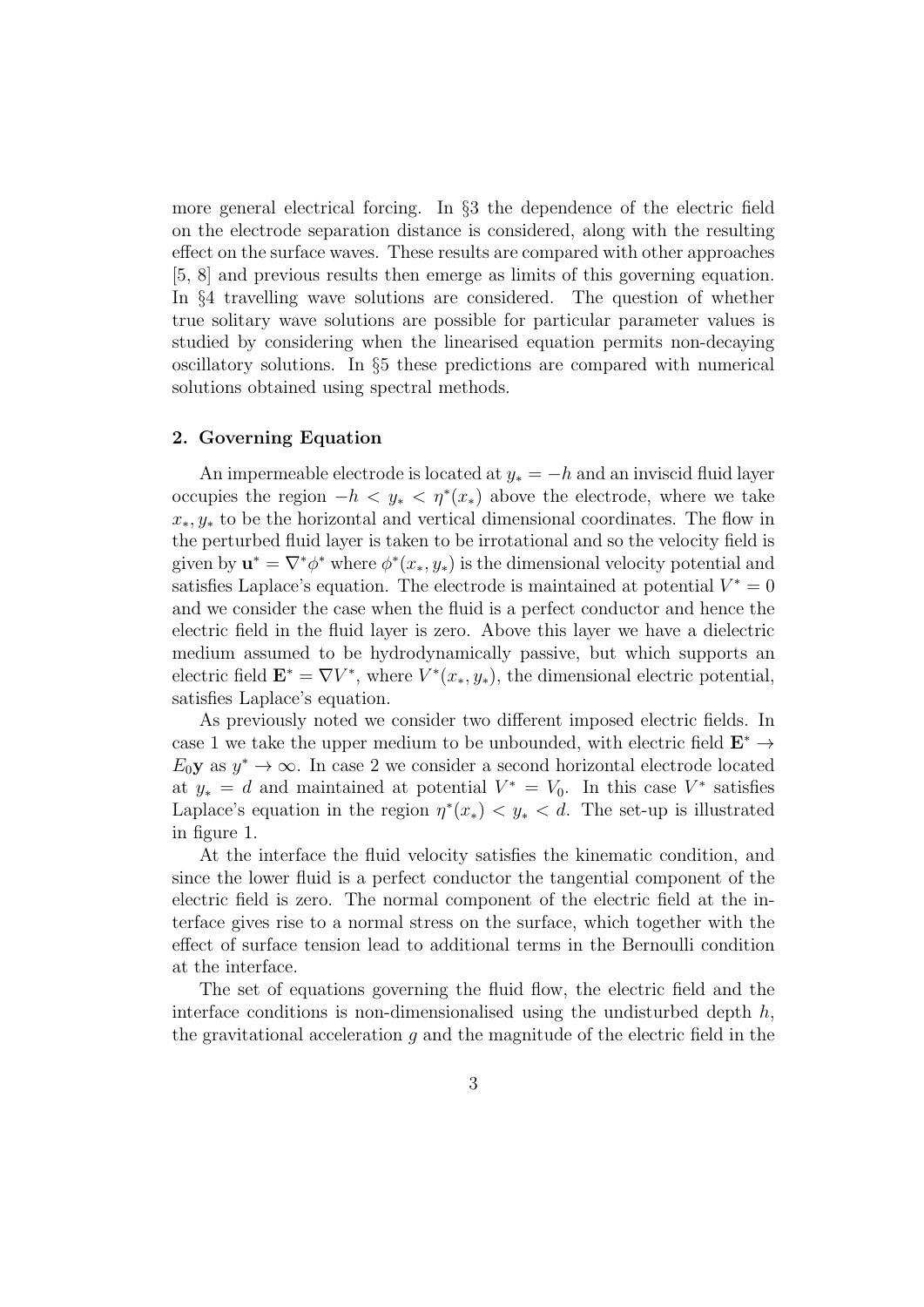more general electrical forcing. In §3 the dependence of the electric field on the electrode separation distance is considered, along with the resulting effect on the surface waves. These results are compared with other approaches [5, 8] and previous results then emerge as limits of this governing equation. In §4 travelling wave solutions are considered. The question of whether true solitary wave solutions are possible for particular parameter values is studied by considering when the linearised equation permits non-decaying oscillatory solutions. In §5 these predictions are compared with numerical solutions obtained using spectral methods.

## 2. Governing Equation

An impermeable electrode is located at $y_* = -h$ and an inviscid fluid layer occupies the region $-h < y_* < \eta^*(x_*)$ above the electrode, where we take $x_*, y_*$ to be the horizontal and vertical dimensional coordinates. The flow in the perturbed fluid layer is taken to be irrotational and so the velocity field is given by $\mathbf{u}^* = \nabla^* \phi^*$ where $\phi^*(x_*, y_*)$ is the dimensional velocity potential and satisfies Laplace's equation. The electrode is maintained at potential $V^* = 0$ and we consider the case when the fluid is a perfect conductor and hence the electric field in the fluid layer is zero. Above this layer we have a dielectric medium assumed to be hydrodynamically passive, but which supports an electric field $\mathbf{E}^* = \nabla V^*$, where $V^*(x_*, y_*)$, the dimensional electric potential, satisfies Laplace's equation.

As previously noted we consider two different imposed electric fields. In case 1 we take the upper medium to be unbounded, with electric field $\mathbf{E}^* \to E_0 \mathbf{y}$ as $y^* \to \infty$. In case 2 we consider a second horizontal electrode located at $y_* = d$ and maintained at potential $V^* = V_0$. In this case $V^*$ satisfies Laplace's equation in the region $\eta^*(x_*) < y_* < d$. The set-up is illustrated in figure 1.

At the interface the fluid velocity satisfies the kinematic condition, and since the lower fluid is a perfect conductor the tangential component of the electric field is zero. The normal component of the electric field at the interface gives rise to a normal stress on the surface, which together with the effect of surface tension lead to additional terms in the Bernoulli condition at the interface.

The set of equations governing the fluid flow, the electric field and the interface conditions is non-dimensionalised using the undisturbed depth $h$, the gravitational acceleration $g$ and the magnitude of the electric field in the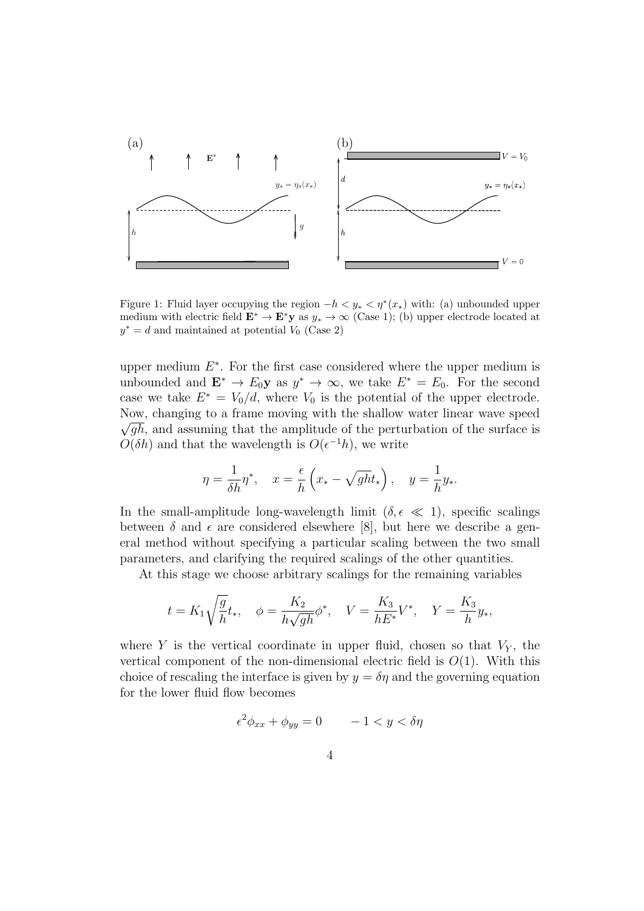Figure 1: Fluid layer occupying the region $-h < y_* < \eta^*(x_*)$ with: (a) unbounded upper medium with electric field $\mathbf{E}^* \to \mathbf{E}^*\mathbf{y}$ as $y_* \to \infty$ (Case 1); (b) upper electrode located at $y^* = d$ and maintained at potential $V_0$ (Case 2)

upper medium $E^*$. For the first case considered where the upper medium is unbounded and $\mathbf{E}^* \to E_0\mathbf{y}$ as $y^* \to \infty$, we take $E^* = E_0$. For the second case we take $E^* = V_0/d$, where $V_0$ is the potential of the upper electrode. Now, changing to a frame moving with the shallow water linear wave speed $\sqrt{gh}$, and assuming that the amplitude of the perturbation of the surface is $O(\delta h)$ and that the wavelength is $O(\epsilon^{-1}h)$, we write

$$\eta = \frac{1}{\delta h}\eta^*, \quad x = \frac{\epsilon}{h}\left(x_* - \sqrt{gh}t_*\right), \quad y = \frac{1}{h}y_*.$$

In the small-amplitude long-wavelength limit ($\delta, \epsilon \ll 1$), specific scalings between $\delta$ and $\epsilon$ are considered elsewhere [8], but here we describe a general method without specifying a particular scaling between the two small parameters, and clarifying the required scalings of the other quantities.

At this stage we choose arbitrary scalings for the remaining variables

$$t = K_1\sqrt{\frac{g}{h}}t_*, \quad \phi = \frac{K_2}{h\sqrt{gh}}\phi^*, \quad V = \frac{K_3}{hE^*}V^*, \quad Y = \frac{K_3}{h}y_*,$$

where $Y$ is the vertical coordinate in upper fluid, chosen so that $V_Y$, the vertical component of the non-dimensional electric field is $O(1)$. With this choice of rescaling the interface is given by $y = \delta\eta$ and the governing equation for the lower fluid flow becomes

$$\epsilon^2\phi_{xx} + \phi_{yy} = 0 \qquad -1 < y < \delta\eta$$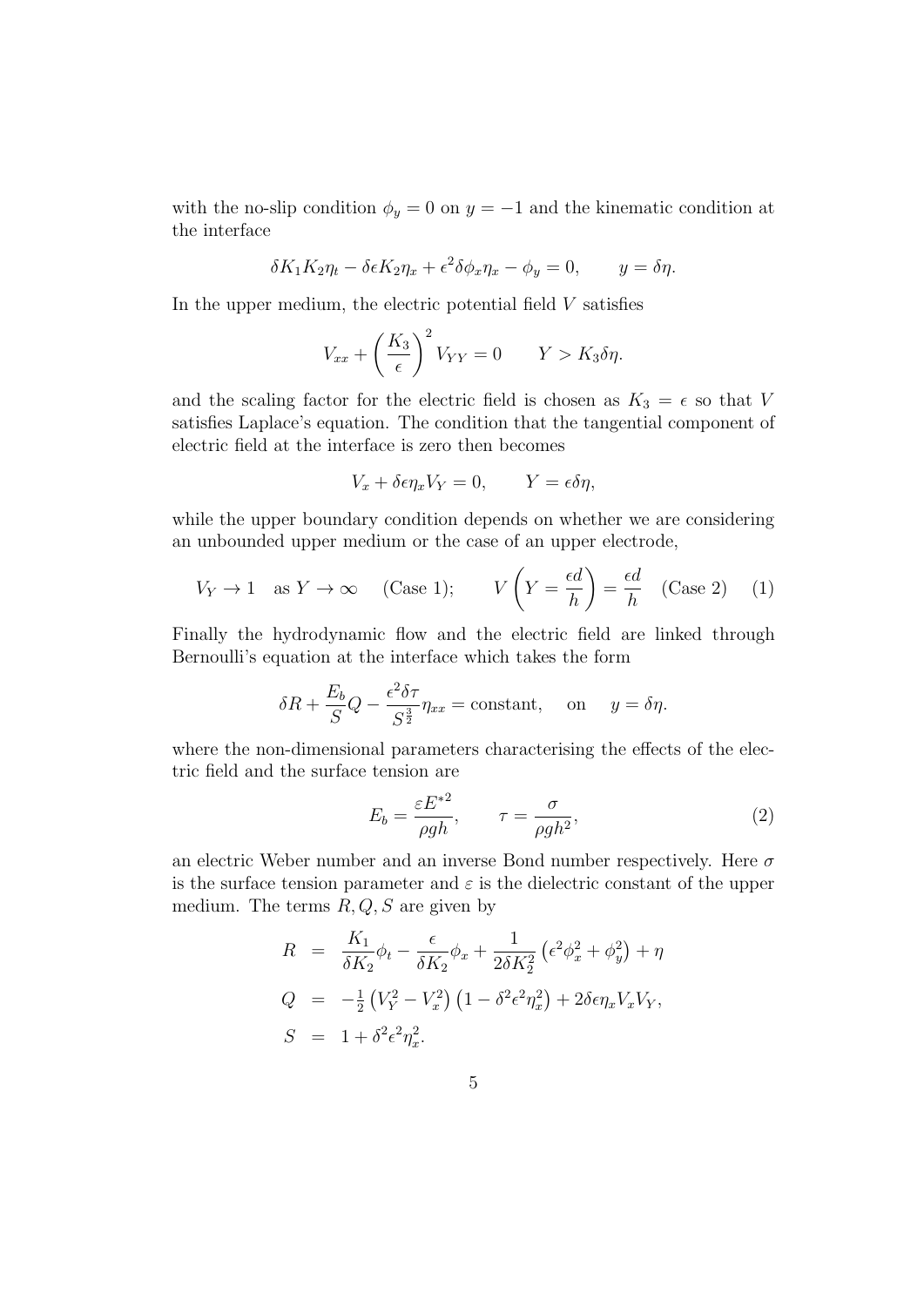with the no-slip condition $\phi_y = 0$ on $y = -1$ and the kinematic condition at the interface

$$\delta K_1 K_2 \eta_t - \delta\epsilon K_2 \eta_x + \epsilon^2 \delta \phi_x \eta_x - \phi_y = 0, \qquad y = \delta\eta.$$

In the upper medium, the electric potential field $V$ satisfies

$$V_{xx} + \left(\frac{K_3}{\epsilon}\right)^2 V_{YY} = 0 \qquad Y > K_3 \delta\eta.$$

and the scaling factor for the electric field is chosen as $K_3 = \epsilon$ so that $V$ satisfies Laplace's equation. The condition that the tangential component of electric field at the interface is zero then becomes

$$V_x + \delta\epsilon\eta_x V_Y = 0, \qquad Y = \epsilon\delta\eta,$$

while the upper boundary condition depends on whether we are considering an unbounded upper medium or the case of an upper electrode,

$$V_Y \to 1 \quad \text{as } Y \to \infty \quad \text{(Case 1)}; \qquad V\left(Y = \frac{\epsilon d}{h}\right) = \frac{\epsilon d}{h} \quad \text{(Case 2)} \tag{1}$$

Finally the hydrodynamic flow and the electric field are linked through Bernoulli's equation at the interface which takes the form

$$\delta R + \frac{E_b}{S} Q - \frac{\epsilon^2 \delta \tau}{S^{\frac{3}{2}}} \eta_{xx} = \text{constant}, \quad \text{on} \quad y = \delta\eta.$$

where the non-dimensional parameters characterising the effects of the electric field and the surface tension are

$$E_b = \frac{\varepsilon E^{*2}}{\rho g h}, \qquad \tau = \frac{\sigma}{\rho g h^2}, \tag{2}$$

an electric Weber number and an inverse Bond number respectively. Here $\sigma$ is the surface tension parameter and $\varepsilon$ is the dielectric constant of the upper medium. The terms $R, Q, S$ are given by

$$\begin{aligned}
R &= \frac{K_1}{\delta K_2}\phi_t - \frac{\epsilon}{\delta K_2}\phi_x + \frac{1}{2\delta K_2^2}\left(\epsilon^2\phi_x^2 + \phi_y^2\right) + \eta \\
Q &= -\tfrac{1}{2}\left(V_Y^2 - V_x^2\right)\left(1 - \delta^2\epsilon^2\eta_x^2\right) + 2\delta\epsilon\eta_x V_x V_Y, \\
S &= 1 + \delta^2\epsilon^2\eta_x^2.
\end{aligned}$$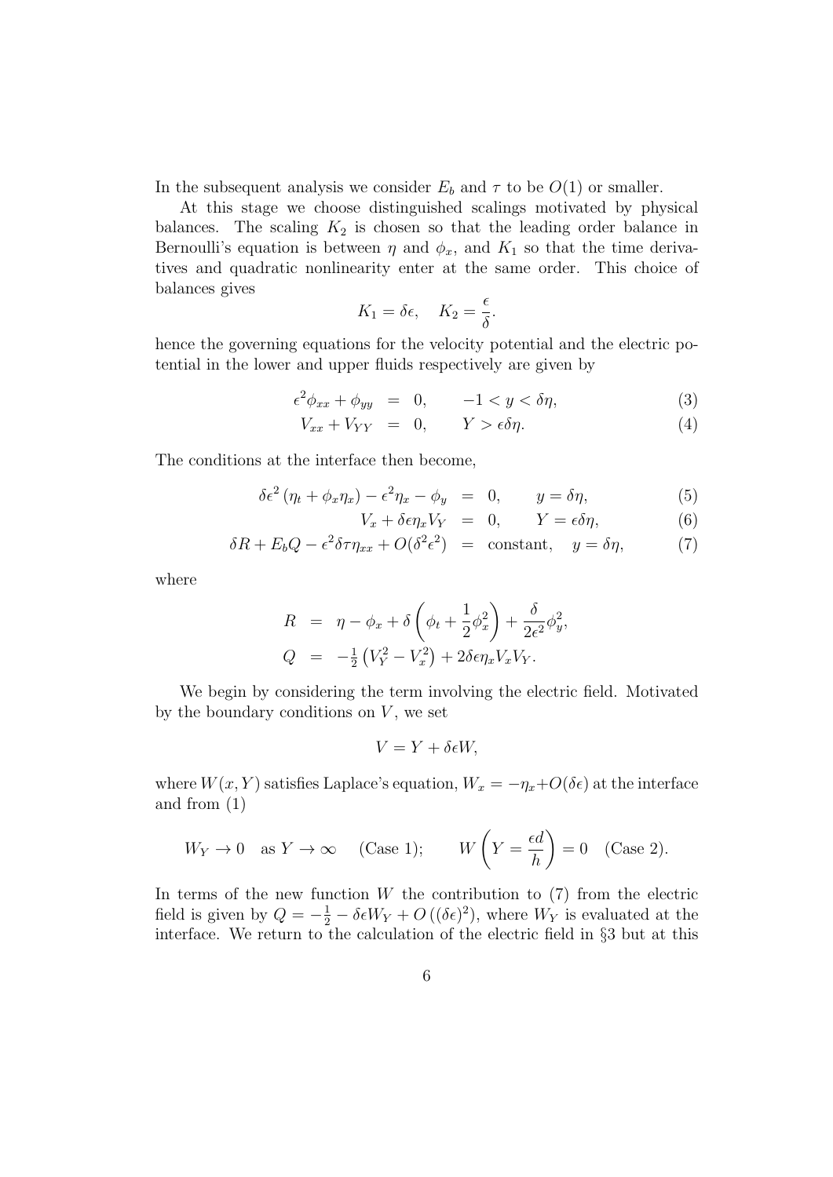In the subsequent analysis we consider $E_b$ and $\tau$ to be $O(1)$ or smaller.

At this stage we choose distinguished scalings motivated by physical balances. The scaling $K_2$ is chosen so that the leading order balance in Bernoulli's equation is between $\eta$ and $\phi_x$, and $K_1$ so that the time derivatives and quadratic nonlinearity enter at the same order. This choice of balances gives

$$K_1 = \delta\epsilon, \quad K_2 = \frac{\epsilon}{\delta}.$$

hence the governing equations for the velocity potential and the electric potential in the lower and upper fluids respectively are given by

$$\epsilon^2 \phi_{xx} + \phi_{yy} = 0, \qquad -1 < y < \delta\eta, \tag{3}$$

$$V_{xx} + V_{YY} = 0, \qquad Y > \epsilon\delta\eta. \tag{4}$$

The conditions at the interface then become,

$$\delta\epsilon^2 \left(\eta_t + \phi_x \eta_x\right) - \epsilon^2 \eta_x - \phi_y = 0, \qquad y = \delta\eta, \tag{5}$$

$$V_x + \delta\epsilon\eta_x V_Y = 0, \qquad Y = \epsilon\delta\eta, \tag{6}$$

$$\delta R + E_b Q - \epsilon^2 \delta\tau\eta_{xx} + O(\delta^2\epsilon^2) = \text{constant}, \quad y = \delta\eta, \tag{7}$$

where

$$R = \eta - \phi_x + \delta\left(\phi_t + \frac{1}{2}\phi_x^2\right) + \frac{\delta}{2\epsilon^2}\phi_y^2,$$

$$Q = -\tfrac{1}{2}\left(V_Y^2 - V_x^2\right) + 2\delta\epsilon\eta_x V_x V_Y.$$

We begin by considering the term involving the electric field. Motivated by the boundary conditions on $V$, we set

$$V = Y + \delta\epsilon W,$$

where $W(x, Y)$ satisfies Laplace's equation, $W_x = -\eta_x + O(\delta\epsilon)$ at the interface and from (1)

$$W_Y \to 0 \quad \text{as } Y \to \infty \quad \text{(Case 1)}; \qquad W\left(Y = \frac{\epsilon d}{h}\right) = 0 \quad \text{(Case 2)}.$$

In terms of the new function $W$ the contribution to (7) from the electric field is given by $Q = -\frac{1}{2} - \delta\epsilon W_Y + O\left((\delta\epsilon)^2\right)$, where $W_Y$ is evaluated at the interface. We return to the calculation of the electric field in §3 but at this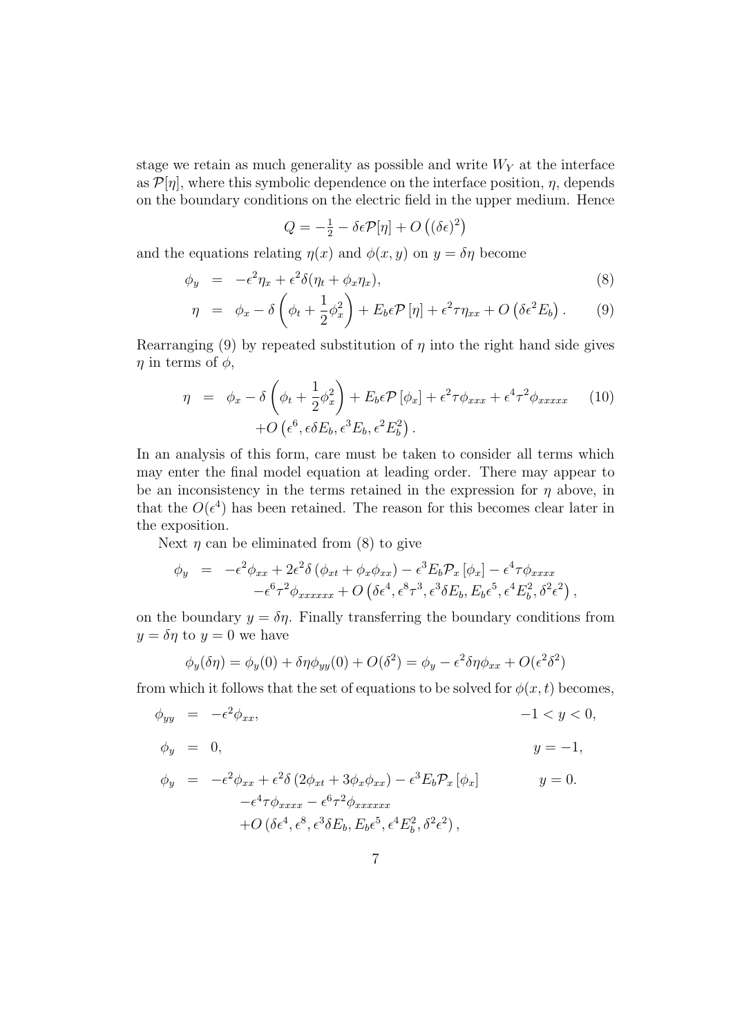stage we retain as much generality as possible and write $W_Y$ at the interface as $\mathcal{P}[\eta]$, where this symbolic dependence on the interface position, $\eta$, depends on the boundary conditions on the electric field in the upper medium. Hence

$$Q = -\tfrac{1}{2} - \delta\epsilon\mathcal{P}[\eta] + O\left((\delta\epsilon)^2\right)$$

and the equations relating $\eta(x)$ and $\phi(x, y)$ on $y = \delta\eta$ become

$$\phi_y = -\epsilon^2\eta_x + \epsilon^2\delta(\eta_t + \phi_x\eta_x), \tag{8}$$

$$\eta = \phi_x - \delta\left(\phi_t + \frac{1}{2}\phi_x^2\right) + E_b\epsilon\mathcal{P}[\eta] + \epsilon^2\tau\eta_{xx} + O\left(\delta\epsilon^2 E_b\right). \tag{9}$$

Rearranging (9) by repeated substitution of $\eta$ into the right hand side gives $\eta$ in terms of $\phi$,

$$\begin{aligned}\eta &= \phi_x - \delta\left(\phi_t + \frac{1}{2}\phi_x^2\right) + E_b\epsilon\mathcal{P}[\phi_x] + \epsilon^2\tau\phi_{xxx} + \epsilon^4\tau^2\phi_{xxxxx} \\ &\quad + O\left(\epsilon^6, \epsilon\delta E_b, \epsilon^3 E_b, \epsilon^2 E_b^2\right).\end{aligned} \tag{10}$$

In an analysis of this form, care must be taken to consider all terms which may enter the final model equation at leading order. There may appear to be an inconsistency in the terms retained in the expression for $\eta$ above, in that the $O(\epsilon^4)$ has been retained. The reason for this becomes clear later in the exposition.

Next $\eta$ can be eliminated from (8) to give

$$\begin{aligned}\phi_y &= -\epsilon^2\phi_{xx} + 2\epsilon^2\delta\left(\phi_{xt} + \phi_x\phi_{xx}\right) - \epsilon^3 E_b\mathcal{P}_x[\phi_x] - \epsilon^4\tau\phi_{xxxx} \\ &\quad - \epsilon^6\tau^2\phi_{xxxxxx} + O\left(\delta\epsilon^4, \epsilon^8\tau^3, \epsilon^3\delta E_b, E_b\epsilon^5, \epsilon^4 E_b^2, \delta^2\epsilon^2\right),\end{aligned}$$

on the boundary $y = \delta\eta$. Finally transferring the boundary conditions from $y = \delta\eta$ to $y = 0$ we have

$$\phi_y(\delta\eta) = \phi_y(0) + \delta\eta\phi_{yy}(0) + O(\delta^2) = \phi_y - \epsilon^2\delta\eta\phi_{xx} + O(\epsilon^2\delta^2)$$

from which it follows that the set of equations to be solved for $\phi(x, t)$ becomes,

$$\begin{aligned}\phi_{yy} &= -\epsilon^2\phi_{xx}, & -1 < y < 0, \\ \phi_y &= 0, & y = -1, \\ \phi_y &= -\epsilon^2\phi_{xx} + \epsilon^2\delta\left(2\phi_{xt} + 3\phi_x\phi_{xx}\right) - \epsilon^3 E_b\mathcal{P}_x[\phi_x] & y = 0. \\ &\quad - \epsilon^4\tau\phi_{xxxx} - \epsilon^6\tau^2\phi_{xxxxxx} \\ &\quad + O\left(\delta\epsilon^4, \epsilon^8, \epsilon^3\delta E_b, E_b\epsilon^5, \epsilon^4 E_b^2, \delta^2\epsilon^2\right),\end{aligned}$$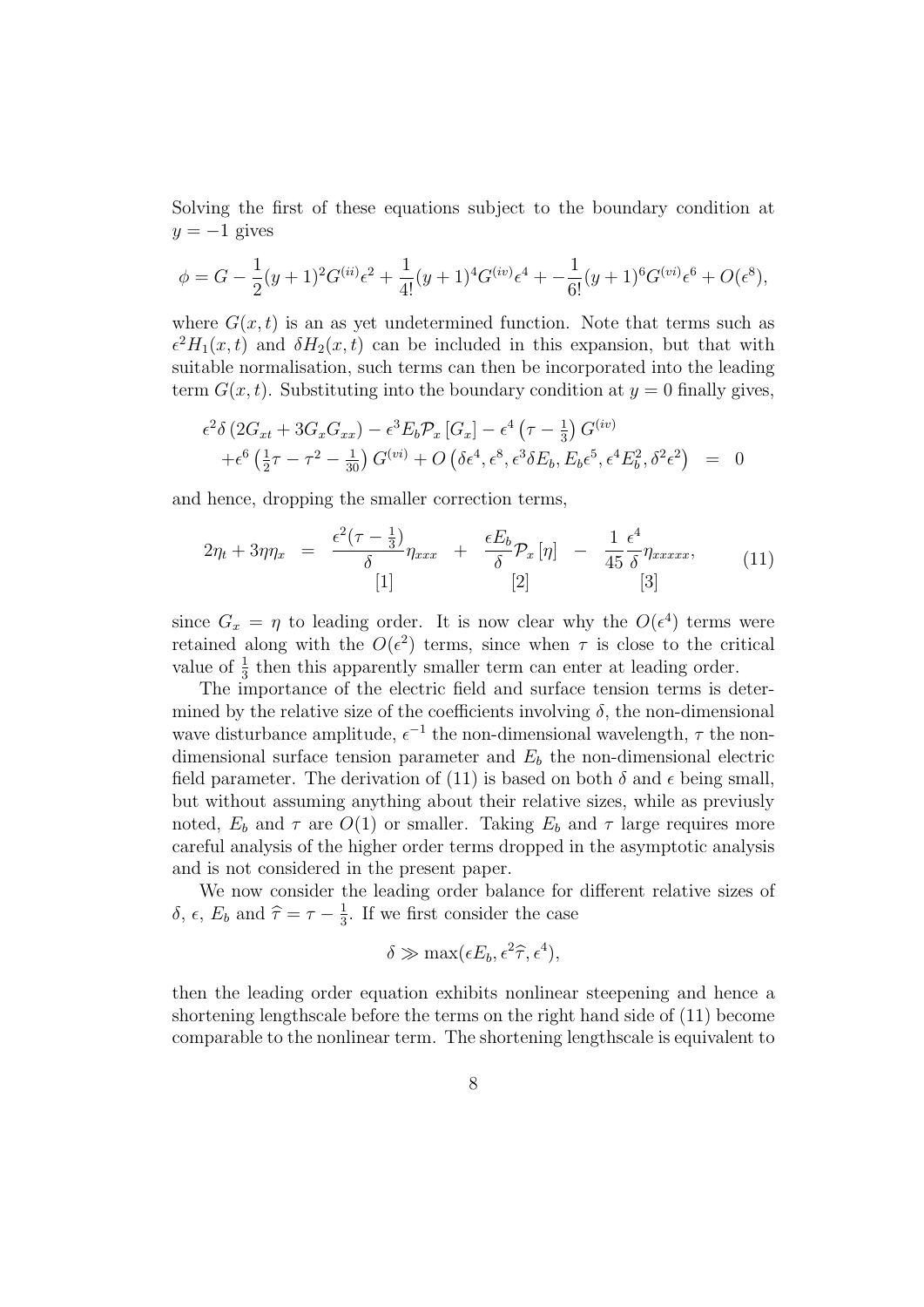Solving the first of these equations subject to the boundary condition at $y = -1$ gives

$$\phi = G - \frac{1}{2}(y+1)^2 G^{(ii)}\epsilon^2 + \frac{1}{4!}(y+1)^4 G^{(iv)}\epsilon^4 + -\frac{1}{6!}(y+1)^6 G^{(vi)}\epsilon^6 + O(\epsilon^8),$$

where $G(x,t)$ is an as yet undetermined function. Note that terms such as $\epsilon^2 H_1(x,t)$ and $\delta H_2(x,t)$ can be included in this expansion, but that with suitable normalisation, such terms can then be incorporated into the leading term $G(x,t)$. Substituting into the boundary condition at $y = 0$ finally gives,

$$\begin{aligned}
&\epsilon^2\delta\left(2G_{xt} + 3G_x G_{xx}\right) - \epsilon^3 E_b \mathcal{P}_x\left[G_x\right] - \epsilon^4\left(\tau - \tfrac{1}{3}\right)G^{(iv)} \\
&+\epsilon^6\left(\tfrac{1}{2}\tau - \tau^2 - \tfrac{1}{30}\right)G^{(vi)} + O\left(\delta\epsilon^4, \epsilon^8, \epsilon^3\delta E_b, E_b\epsilon^5, \epsilon^4 E_b^2, \delta^2\epsilon^2\right) \quad = \quad 0
\end{aligned}$$

and hence, dropping the smaller correction terms,

$$2\eta_t + 3\eta\eta_x \quad = \quad \underset{[1]}{\frac{\epsilon^2(\tau - \frac{1}{3})}{\delta}\eta_{xxx}} \quad + \quad \underset{[2]}{\frac{\epsilon E_b}{\delta}\mathcal{P}_x\left[\eta\right]} \quad - \quad \underset{[3]}{\frac{1}{45}\frac{\epsilon^4}{\delta}\eta_{xxxxx}}, \tag{11}$$

since $G_x = \eta$ to leading order. It is now clear why the $O(\epsilon^4)$ terms were retained along with the $O(\epsilon^2)$ terms, since when $\tau$ is close to the critical value of $\frac{1}{3}$ then this apparently smaller term can enter at leading order.

The importance of the electric field and surface tension terms is determined by the relative size of the coefficients involving $\delta$, the non-dimensional wave disturbance amplitude, $\epsilon^{-1}$ the non-dimensional wavelength, $\tau$ the non-dimensional surface tension parameter and $E_b$ the non-dimensional electric field parameter. The derivation of (11) is based on both $\delta$ and $\epsilon$ being small, but without assuming anything about their relative sizes, while as previusly noted, $E_b$ and $\tau$ are $O(1)$ or smaller. Taking $E_b$ and $\tau$ large requires more careful analysis of the higher order terms dropped in the asymptotic analysis and is not considered in the present paper.

We now consider the leading order balance for different relative sizes of $\delta$, $\epsilon$, $E_b$ and $\widehat{\tau} = \tau - \frac{1}{3}$. If we first consider the case

$$\delta \gg \max(\epsilon E_b, \epsilon^2\widehat{\tau}, \epsilon^4),$$

then the leading order equation exhibits nonlinear steepening and hence a shortening lengthscale before the terms on the right hand side of (11) become comparable to the nonlinear term. The shortening lengthscale is equivalent to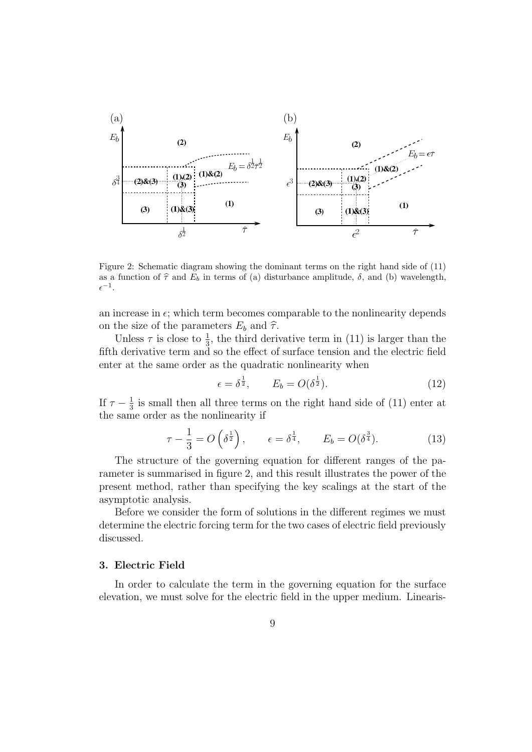Figure 2: Schematic diagram showing the dominant terms on the right hand side of (11) as a function of $\widehat{\tau}$ and $E_b$ in terms of (a) disturbance amplitude, $\delta$, and (b) wavelength, $\epsilon^{-1}$.

an increase in $\epsilon$; which term becomes comparable to the nonlinearity depends on the size of the parameters $E_b$ and $\widehat{\tau}$.

Unless $\tau$ is close to $\frac{1}{3}$, the third derivative term in (11) is larger than the fifth derivative term and so the effect of surface tension and the electric field enter at the same order as the quadratic nonlinearity when

$$\epsilon = \delta^{\frac{1}{2}}, \qquad E_b = O(\delta^{\frac{1}{2}}). \tag{12}$$

If $\tau - \frac{1}{3}$ is small then all three terms on the right hand side of (11) enter at the same order as the nonlinearity if

$$\tau - \frac{1}{3} = O\left(\delta^{\frac{1}{2}}\right), \qquad \epsilon = \delta^{\frac{1}{4}}, \qquad E_b = O(\delta^{\frac{3}{4}}). \tag{13}$$

The structure of the governing equation for different ranges of the parameter is summarised in figure 2, and this result illustrates the power of the present method, rather than specifying the key scalings at the start of the asymptotic analysis.

Before we consider the form of solutions in the different regimes we must determine the electric forcing term for the two cases of electric field previously discussed.

## 3. Electric Field

In order to calculate the term in the governing equation for the surface elevation, we must solve for the electric field in the upper medium. Linearis-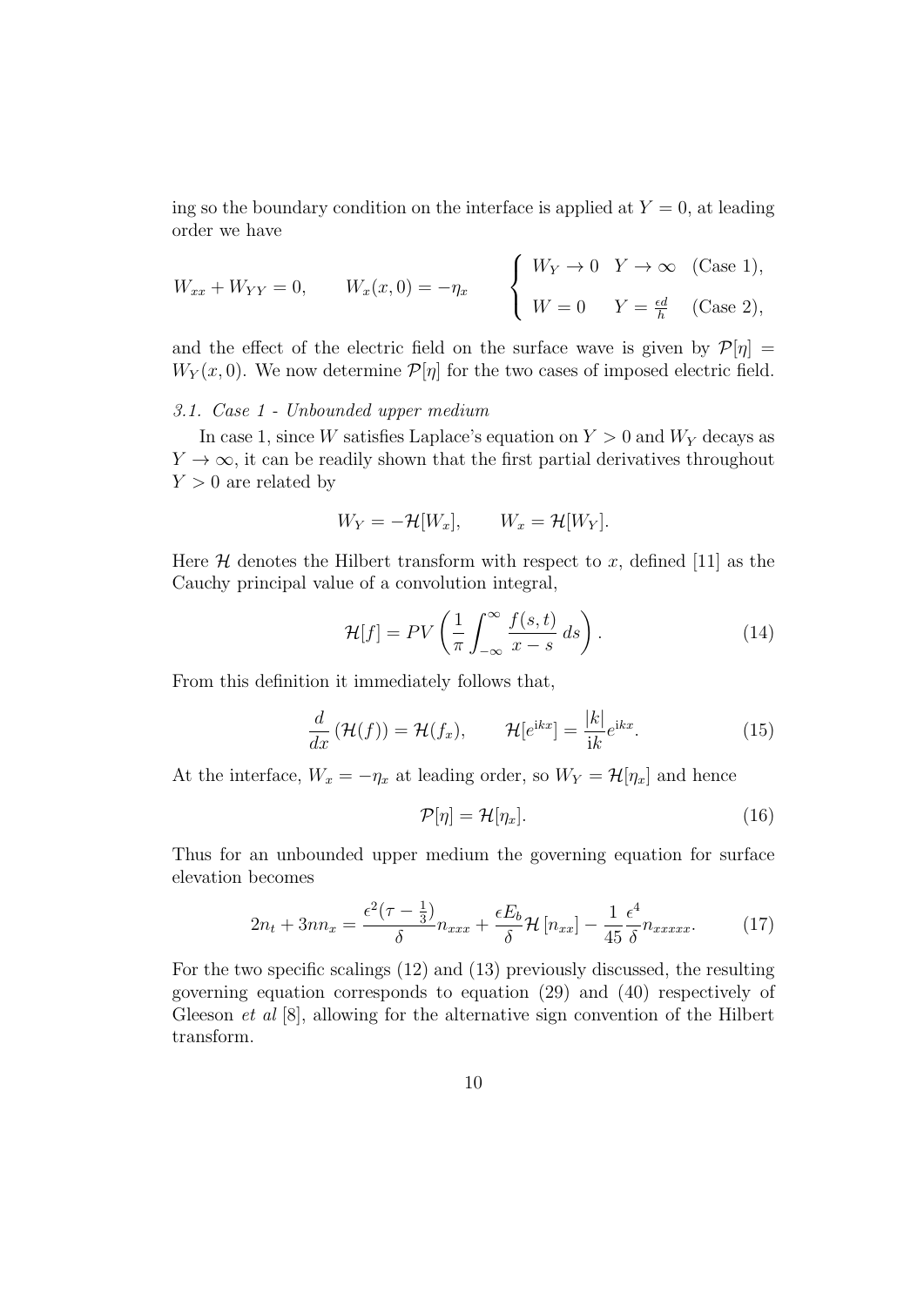ing so the boundary condition on the interface is applied at $Y = 0$, at leading order we have

$$W_{xx} + W_{YY} = 0, \qquad W_x(x, 0) = -\eta_x \qquad \begin{cases} W_Y \to 0 & Y \to \infty \quad \text{(Case 1)}, \\ W = 0 & Y = \frac{\epsilon d}{h} \quad \text{(Case 2)}, \end{cases}$$

and the effect of the electric field on the surface wave is given by $\mathcal{P}[\eta] = W_Y(x, 0)$. We now determine $\mathcal{P}[\eta]$ for the two cases of imposed electric field.

*3.1. Case 1 - Unbounded upper medium*

In case 1, since $W$ satisfies Laplace's equation on $Y > 0$ and $W_Y$ decays as $Y \to \infty$, it can be readily shown that the first partial derivatives throughout $Y > 0$ are related by

$$W_Y = -\mathcal{H}[W_x], \qquad W_x = \mathcal{H}[W_Y].$$

Here $\mathcal{H}$ denotes the Hilbert transform with respect to $x$, defined [11] as the Cauchy principal value of a convolution integral,

$$\mathcal{H}[f] = PV\left(\frac{1}{\pi}\int_{-\infty}^{\infty} \frac{f(s,t)}{x-s}\, ds\right). \tag{14}$$

From this definition it immediately follows that,

$$\frac{d}{dx}\left(\mathcal{H}(f)\right) = \mathcal{H}(f_x), \qquad \mathcal{H}[e^{\mathrm{i}kx}] = \frac{|k|}{\mathrm{i}k} e^{\mathrm{i}kx}. \tag{15}$$

At the interface, $W_x = -\eta_x$ at leading order, so $W_Y = \mathcal{H}[\eta_x]$ and hence

$$\mathcal{P}[\eta] = \mathcal{H}[\eta_x]. \tag{16}$$

Thus for an unbounded upper medium the governing equation for surface elevation becomes

$$2n_t + 3nn_x = \frac{\epsilon^2(\tau - \frac{1}{3})}{\delta} n_{xxx} + \frac{\epsilon E_b}{\delta}\mathcal{H}\left[n_{xx}\right] - \frac{1}{45}\frac{\epsilon^4}{\delta} n_{xxxxx}. \tag{17}$$

For the two specific scalings (12) and (13) previously discussed, the resulting governing equation corresponds to equation (29) and (40) respectively of Gleeson *et al* [8], allowing for the alternative sign convention of the Hilbert transform.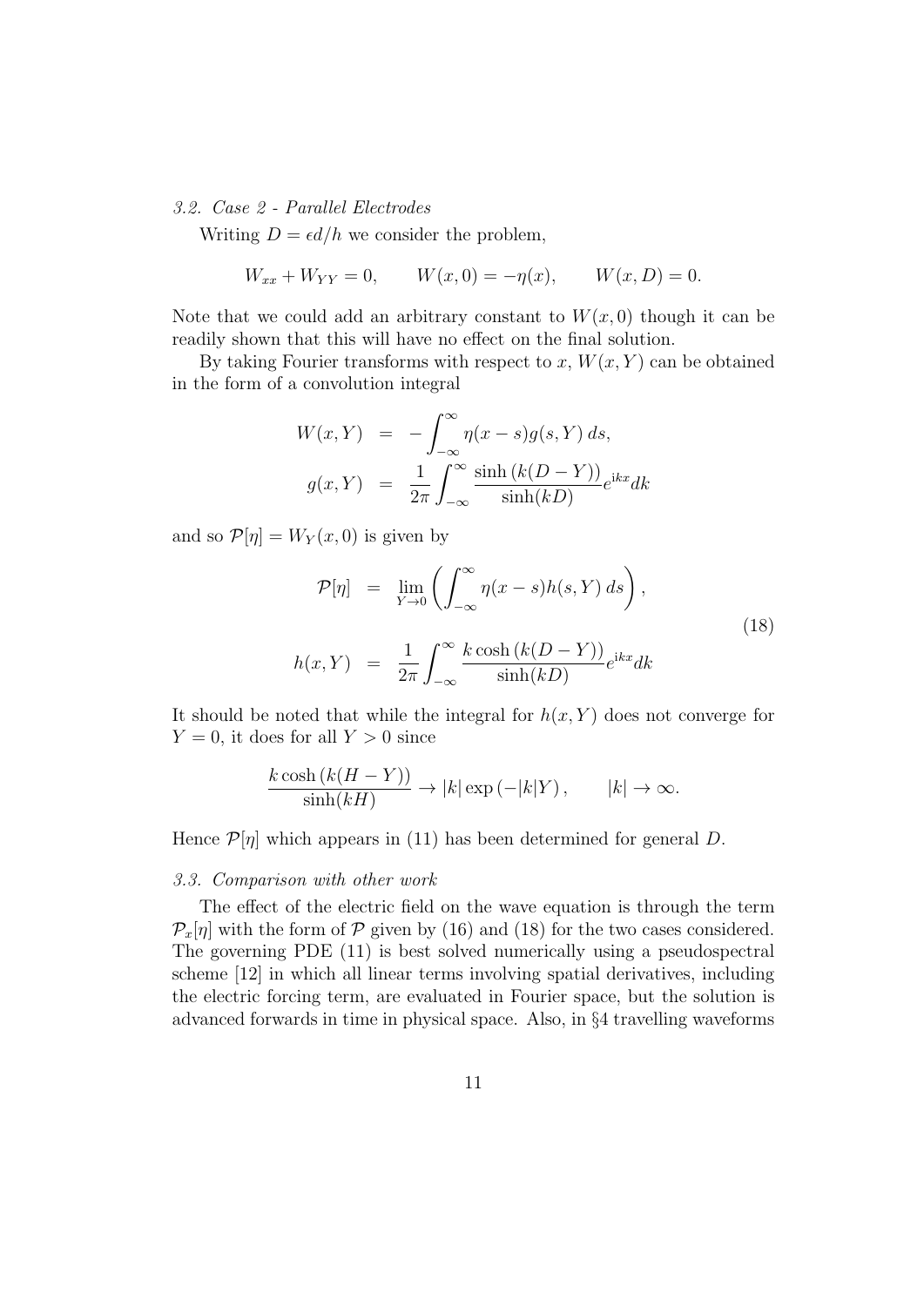### 3.2. Case 2 - Parallel Electrodes

Writing $D = \epsilon d/h$ we consider the problem,

$$W_{xx} + W_{YY} = 0, \qquad W(x, 0) = -\eta(x), \qquad W(x, D) = 0.$$

Note that we could add an arbitrary constant to $W(x, 0)$ though it can be readily shown that this will have no effect on the final solution.

By taking Fourier transforms with respect to $x$, $W(x, Y)$ can be obtained in the form of a convolution integral

$$\begin{aligned}
W(x, Y) &= -\int_{-\infty}^{\infty} \eta(x - s) g(s, Y)\, ds, \\
g(x, Y) &= \frac{1}{2\pi} \int_{-\infty}^{\infty} \frac{\sinh\left(k(D - Y)\right)}{\sinh(kD)} e^{\mathrm{i}kx} dk
\end{aligned}$$

and so $\mathcal{P}[\eta] = W_Y(x, 0)$ is given by

$$\begin{aligned}
\mathcal{P}[\eta] &= \lim_{Y \to 0} \left( \int_{-\infty}^{\infty} \eta(x - s) h(s, Y)\, ds \right), \\
h(x, Y) &= \frac{1}{2\pi} \int_{-\infty}^{\infty} \frac{k \cosh\left(k(D - Y)\right)}{\sinh(kD)} e^{\mathrm{i}kx} dk
\end{aligned} \tag{18}$$

It should be noted that while the integral for $h(x, Y)$ does not converge for $Y = 0$, it does for all $Y > 0$ since

$$\frac{k \cosh\left(k(H - Y)\right)}{\sinh(kH)} \to |k| \exp\left(-|k|Y\right), \qquad |k| \to \infty.$$

Hence $\mathcal{P}[\eta]$ which appears in (11) has been determined for general $D$.

### 3.3. Comparison with other work

The effect of the electric field on the wave equation is through the term $\mathcal{P}_x[\eta]$ with the form of $\mathcal{P}$ given by (16) and (18) for the two cases considered. The governing PDE (11) is best solved numerically using a pseudospectral scheme [12] in which all linear terms involving spatial derivatives, including the electric forcing term, are evaluated in Fourier space, but the solution is advanced forwards in time in physical space. Also, in §4 travelling waveforms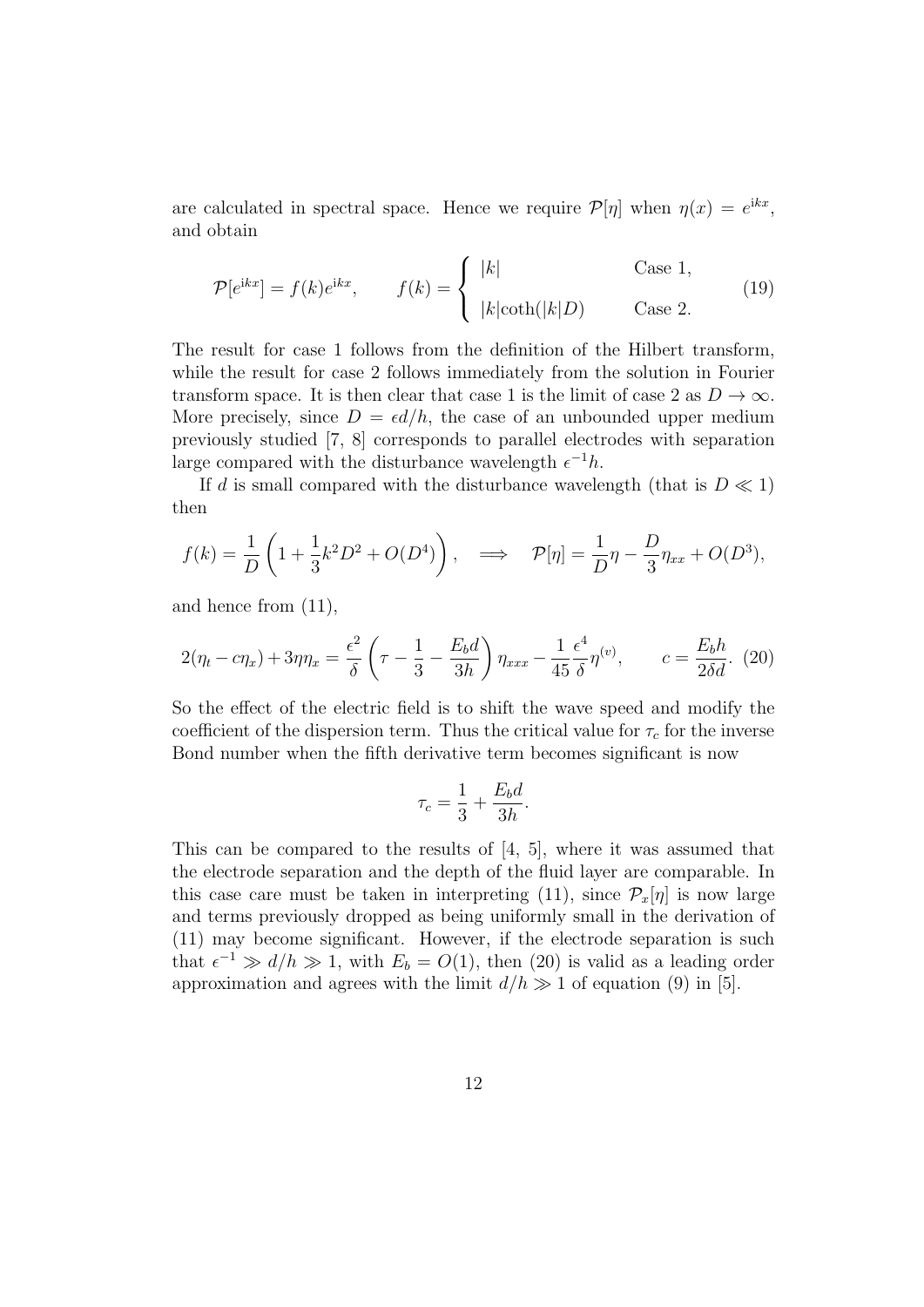are calculated in spectral space. Hence we require $\mathcal{P}[\eta]$ when $\eta(x) = e^{\mathrm{i}kx}$, and obtain

$$\mathcal{P}[e^{\mathrm{i}kx}] = f(k)e^{\mathrm{i}kx}, \qquad f(k) = \begin{cases} |k| & \text{Case 1,} \\ |k|\coth(|k|D) & \text{Case 2.} \end{cases} \tag{19}$$

The result for case 1 follows from the definition of the Hilbert transform, while the result for case 2 follows immediately from the solution in Fourier transform space. It is then clear that case 1 is the limit of case 2 as $D \to \infty$. More precisely, since $D = \epsilon d/h$, the case of an unbounded upper medium previously studied [7, 8] corresponds to parallel electrodes with separation large compared with the disturbance wavelength $\epsilon^{-1}h$.

If $d$ is small compared with the disturbance wavelength (that is $D \ll 1$) then

$$f(k) = \frac{1}{D}\left(1 + \frac{1}{3}k^2D^2 + O(D^4)\right), \quad \Longrightarrow \quad \mathcal{P}[\eta] = \frac{1}{D}\eta - \frac{D}{3}\eta_{xx} + O(D^3),$$

and hence from (11),

$$2(\eta_t - c\eta_x) + 3\eta\eta_x = \frac{\epsilon^2}{\delta}\left(\tau - \frac{1}{3} - \frac{E_b d}{3h}\right)\eta_{xxx} - \frac{1}{45}\frac{\epsilon^4}{\delta}\eta^{(v)}, \qquad c = \frac{E_b h}{2\delta d}. \tag{20}$$

So the effect of the electric field is to shift the wave speed and modify the coefficient of the dispersion term. Thus the critical value for $\tau_c$ for the inverse Bond number when the fifth derivative term becomes significant is now

$$\tau_c = \frac{1}{3} + \frac{E_b d}{3h}.$$

This can be compared to the results of [4, 5], where it was assumed that the electrode separation and the depth of the fluid layer are comparable. In this case care must be taken in interpreting (11), since $\mathcal{P}_x[\eta]$ is now large and terms previously dropped as being uniformly small in the derivation of (11) may become significant. However, if the electrode separation is such that $\epsilon^{-1} \gg d/h \gg 1$, with $E_b = O(1)$, then (20) is valid as a leading order approximation and agrees with the limit $d/h \gg 1$ of equation (9) in [5].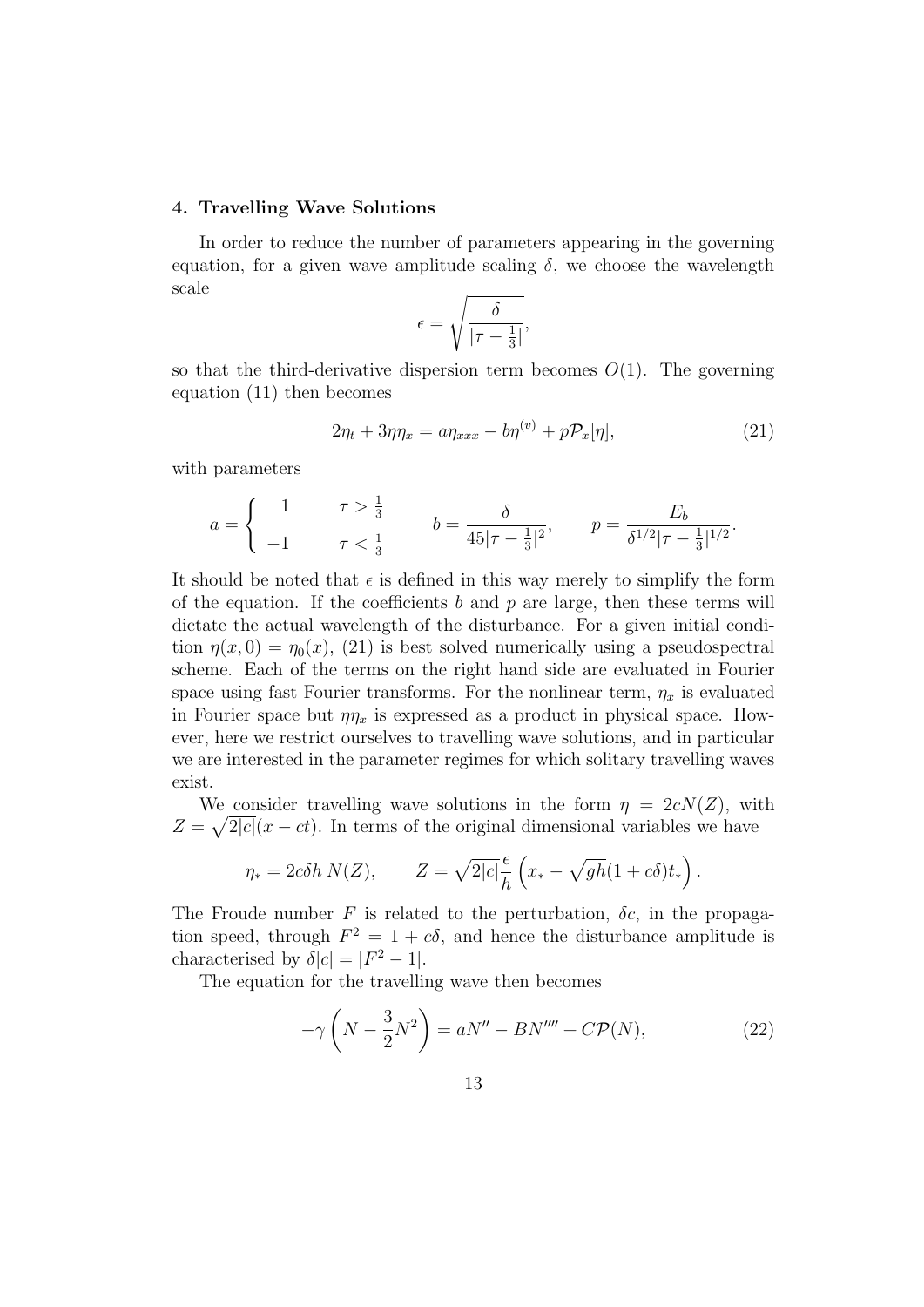#### 4. Travelling Wave Solutions

In order to reduce the number of parameters appearing in the governing equation, for a given wave amplitude scaling $\delta$, we choose the wavelength scale

$$\epsilon = \sqrt{\frac{\delta}{|\tau - \frac{1}{3}|}},$$

so that the third-derivative dispersion term becomes $O(1)$. The governing equation (11) then becomes

$$2\eta_t + 3\eta\eta_x = a\eta_{xxx} - b\eta^{(v)} + p\mathcal{P}_x[\eta], \tag{21}$$

with parameters

$$a = \begin{cases} 1 & \tau > \frac{1}{3} \\ -1 & \tau < \frac{1}{3} \end{cases} \qquad b = \frac{\delta}{45|\tau - \frac{1}{3}|^2}, \qquad p = \frac{E_b}{\delta^{1/2}|\tau - \frac{1}{3}|^{1/2}}.$$

It should be noted that $\epsilon$ is defined in this way merely to simplify the form of the equation. If the coefficients $b$ and $p$ are large, then these terms will dictate the actual wavelength of the disturbance. For a given initial condition $\eta(x, 0) = \eta_0(x)$, (21) is best solved numerically using a pseudospectral scheme. Each of the terms on the right hand side are evaluated in Fourier space using fast Fourier transforms. For the nonlinear term, $\eta_x$ is evaluated in Fourier space but $\eta\eta_x$ is expressed as a product in physical space. However, here we restrict ourselves to travelling wave solutions, and in particular we are interested in the parameter regimes for which solitary travelling waves exist.

We consider travelling wave solutions in the form $\eta = 2cN(Z)$, with $Z = \sqrt{2|c|}(x - ct)$. In terms of the original dimensional variables we have

$$\eta_* = 2c\delta h\, N(Z), \qquad Z = \sqrt{2|c|}\frac{\epsilon}{h}\left(x_* - \sqrt{gh}(1 + c\delta)t_*\right).$$

The Froude number $F$ is related to the perturbation, $\delta c$, in the propagation speed, through $F^2 = 1 + c\delta$, and hence the disturbance amplitude is characterised by $\delta|c| = |F^2 - 1|$.

The equation for the travelling wave then becomes

$$-\gamma\left(N - \frac{3}{2}N^2\right) = aN'' - BN'''' + C\mathcal{P}(N), \tag{22}$$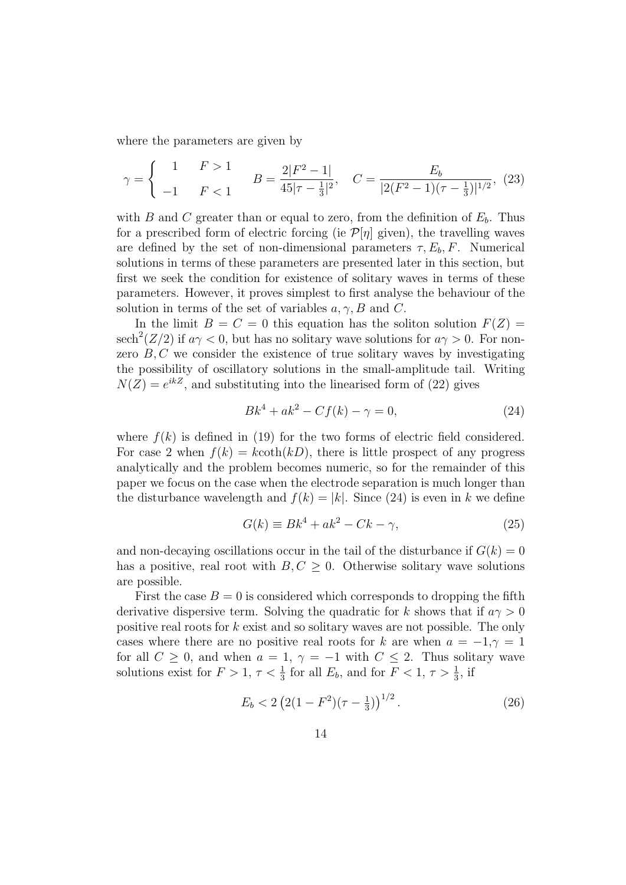where the parameters are given by

$$\gamma = \begin{cases} 1 & F > 1 \\ -1 & F < 1 \end{cases} \qquad B = \frac{2|F^2-1|}{45|\tau - \frac{1}{3}|^2}, \quad C = \frac{E_b}{|2(F^2-1)(\tau - \frac{1}{3})|^{1/2}}, \tag{23}$$

with $B$ and $C$ greater than or equal to zero, from the definition of $E_b$. Thus for a prescribed form of electric forcing (ie $\mathcal{P}[\eta]$ given), the travelling waves are defined by the set of non-dimensional parameters $\tau, E_b, F$. Numerical solutions in terms of these parameters are presented later in this section, but first we seek the condition for existence of solitary waves in terms of these parameters. However, it proves simplest to first analyse the behaviour of the solution in terms of the set of variables $a, \gamma, B$ and $C$.

In the limit $B = C = 0$ this equation has the soliton solution $F(Z) = \text{sech}^2(Z/2)$ if $a\gamma < 0$, but has no solitary wave solutions for $a\gamma > 0$. For non-zero $B, C$ we consider the existence of true solitary waves by investigating the possibility of oscillatory solutions in the small-amplitude tail. Writing $N(Z) = e^{ikZ}$, and substituting into the linearised form of (22) gives

$$Bk^4 + ak^2 - Cf(k) - \gamma = 0, \tag{24}$$

where $f(k)$ is defined in (19) for the two forms of electric field considered. For case 2 when $f(k) = k\coth(kD)$, there is little prospect of any progress analytically and the problem becomes numeric, so for the remainder of this paper we focus on the case when the electrode separation is much longer than the disturbance wavelength and $f(k) = |k|$. Since (24) is even in $k$ we define

$$G(k) \equiv Bk^4 + ak^2 - Ck - \gamma, \tag{25}$$

and non-decaying oscillations occur in the tail of the disturbance if $G(k) = 0$ has a positive, real root with $B, C \geq 0$. Otherwise solitary wave solutions are possible.

First the case $B = 0$ is considered which corresponds to dropping the fifth derivative dispersive term. Solving the quadratic for $k$ shows that if $a\gamma > 0$ positive real roots for $k$ exist and so solitary waves are not possible. The only cases where there are no positive real roots for $k$ are when $a = -1, \gamma = 1$ for all $C \geq 0$, and when $a = 1$, $\gamma = -1$ with $C \leq 2$. Thus solitary wave solutions exist for $F > 1$, $\tau < \frac{1}{3}$ for all $E_b$, and for $F < 1$, $\tau > \frac{1}{3}$, if

$$E_b < 2\left(2(1-F^2)(\tau - \tfrac{1}{3})\right)^{1/2}. \tag{26}$$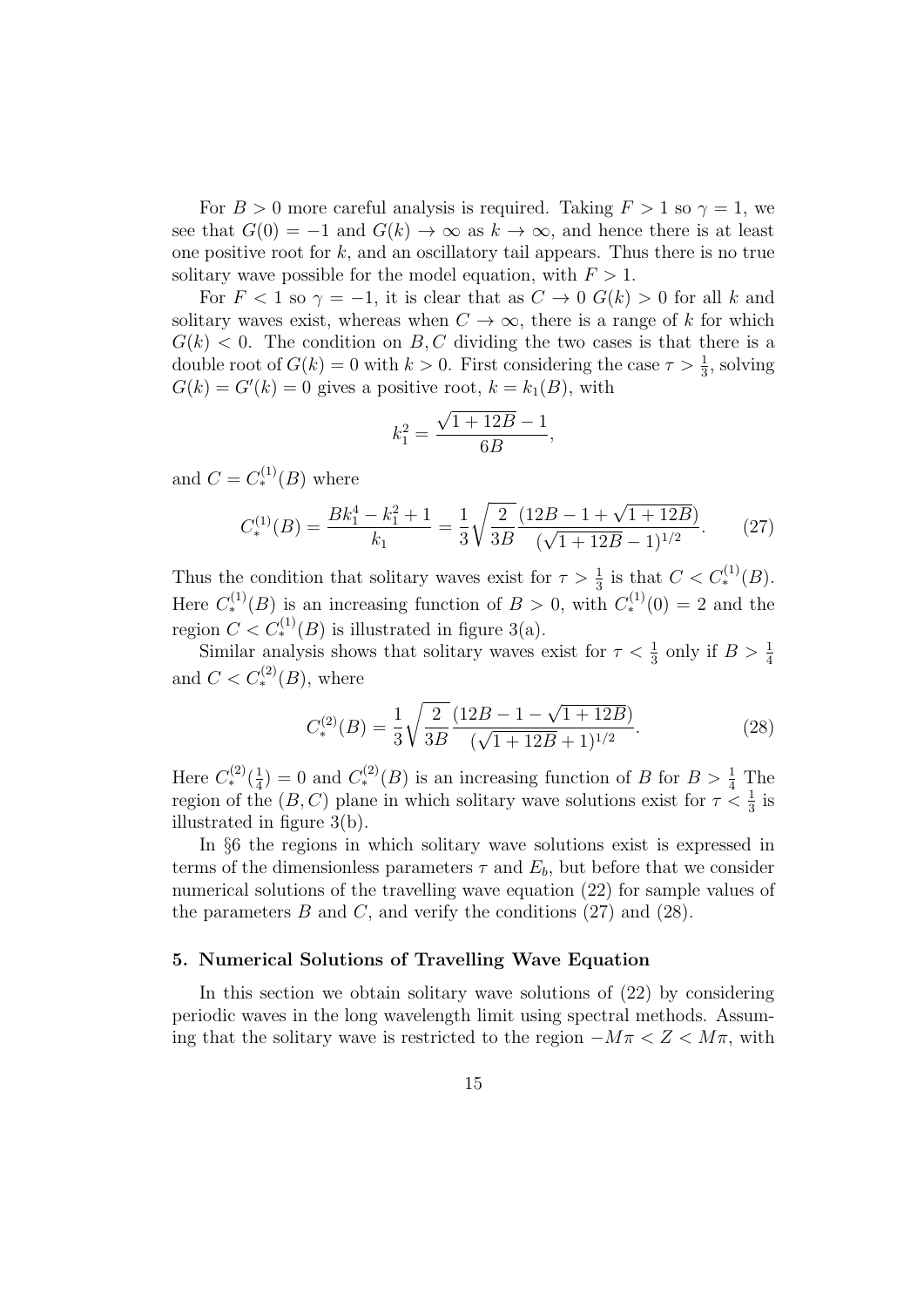For $B > 0$ more careful analysis is required. Taking $F > 1$ so $\gamma = 1$, we see that $G(0) = -1$ and $G(k) \to \infty$ as $k \to \infty$, and hence there is at least one positive root for $k$, and an oscillatory tail appears. Thus there is no true solitary wave possible for the model equation, with $F > 1$.

For $F < 1$ so $\gamma = -1$, it is clear that as $C \to 0$ $G(k) > 0$ for all $k$ and solitary waves exist, whereas when $C \to \infty$, there is a range of $k$ for which $G(k) < 0$. The condition on $B, C$ dividing the two cases is that there is a double root of $G(k) = 0$ with $k > 0$. First considering the case $\tau > \frac{1}{3}$, solving $G(k) = G'(k) = 0$ gives a positive root, $k = k_1(B)$, with

$$k_1^2 = \frac{\sqrt{1+12B} - 1}{6B},$$

and $C = C_*^{(1)}(B)$ where

$$C_*^{(1)}(B) = \frac{Bk_1^4 - k_1^2 + 1}{k_1} = \frac{1}{3}\sqrt{\frac{2}{3B}}\frac{(12B - 1 + \sqrt{1+12B})}{(\sqrt{1+12B} - 1)^{1/2}}. \tag{27}$$

Thus the condition that solitary waves exist for $\tau > \frac{1}{3}$ is that $C < C_*^{(1)}(B)$. Here $C_*^{(1)}(B)$ is an increasing function of $B > 0$, with $C_*^{(1)}(0) = 2$ and the region $C < C_*^{(1)}(B)$ is illustrated in figure 3(a).

Similar analysis shows that solitary waves exist for $\tau < \frac{1}{3}$ only if $B > \frac{1}{4}$ and $C < C_*^{(2)}(B)$, where

$$C_*^{(2)}(B) = \frac{1}{3}\sqrt{\frac{2}{3B}}\frac{(12B - 1 - \sqrt{1+12B})}{(\sqrt{1+12B} + 1)^{1/2}}. \tag{28}$$

Here $C_*^{(2)}(\frac{1}{4}) = 0$ and $C_*^{(2)}(B)$ is an increasing function of $B$ for $B > \frac{1}{4}$ The region of the $(B, C)$ plane in which solitary wave solutions exist for $\tau < \frac{1}{3}$ is illustrated in figure 3(b).

In §6 the regions in which solitary wave solutions exist is expressed in terms of the dimensionless parameters $\tau$ and $E_b$, but before that we consider numerical solutions of the travelling wave equation (22) for sample values of the parameters $B$ and $C$, and verify the conditions (27) and (28).

## 5. Numerical Solutions of Travelling Wave Equation

In this section we obtain solitary wave solutions of (22) by considering periodic waves in the long wavelength limit using spectral methods. Assuming that the solitary wave is restricted to the region $-M\pi < Z < M\pi$, with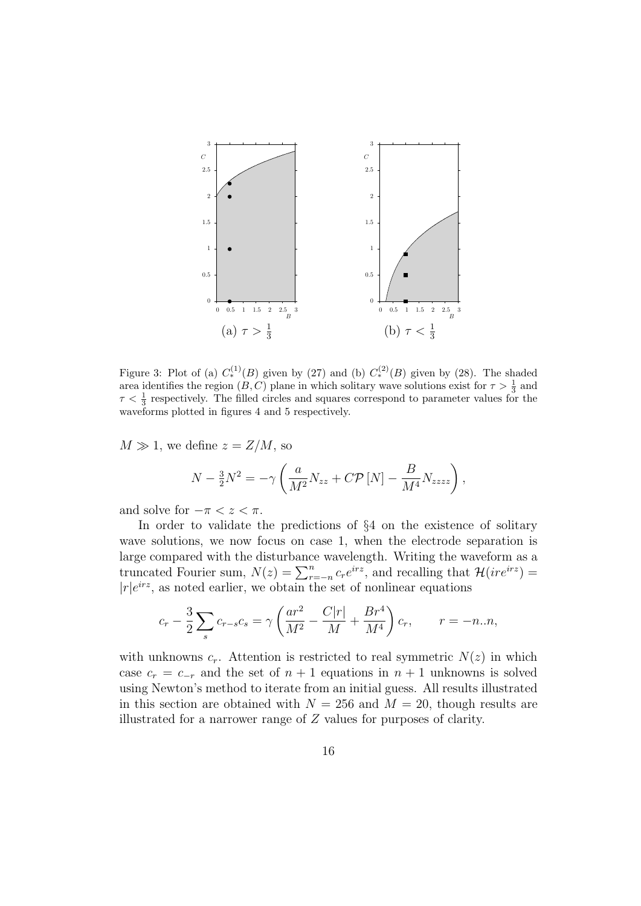Figure 3: Plot of (a) $C_*^{(1)}(B)$ given by (27) and (b) $C_*^{(2)}(B)$ given by (28). The shaded area identifies the region $(B, C)$ plane in which solitary wave solutions exist for $\tau > \frac{1}{3}$ and $\tau < \frac{1}{3}$ respectively. The filled circles and squares correspond to parameter values for the waveforms plotted in figures 4 and 5 respectively.

$M \gg 1$, we define $z = Z/M$, so

$$N - \tfrac{3}{2}N^2 = -\gamma\left(\frac{a}{M^2}N_{zz} + C\mathcal{P}\left[N\right] - \frac{B}{M^4}N_{zzzz}\right),$$

and solve for $-\pi < z < \pi$.

In order to validate the predictions of §4 on the existence of solitary wave solutions, we now focus on case 1, when the electrode separation is large compared with the disturbance wavelength. Writing the waveform as a truncated Fourier sum, $N(z) = \sum_{r=-n}^{n} c_r e^{irz}$, and recalling that $\mathcal{H}(ire^{irz}) = |r|e^{irz}$, as noted earlier, we obtain the set of nonlinear equations

$$c_r - \frac{3}{2}\sum_s c_{r-s}c_s = \gamma\left(\frac{ar^2}{M^2} - \frac{C|r|}{M} + \frac{Br^4}{M^4}\right)c_r, \qquad r = -n..n,$$

with unknowns $c_r$. Attention is restricted to real symmetric $N(z)$ in which case $c_r = c_{-r}$ and the set of $n+1$ equations in $n+1$ unknowns is solved using Newton's method to iterate from an initial guess. All results illustrated in this section are obtained with $N = 256$ and $M = 20$, though results are illustrated for a narrower range of $Z$ values for purposes of clarity.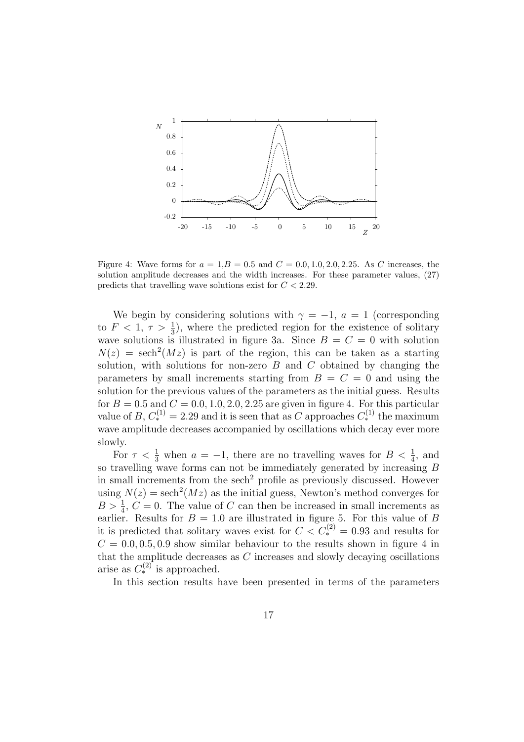Figure 4: Wave forms for $a = 1, B = 0.5$ and $C = 0.0, 1.0, 2.0, 2.25$. As $C$ increases, the solution amplitude decreases and the width increases. For these parameter values, (27) predicts that travelling wave solutions exist for $C < 2.29$.

We begin by considering solutions with $\gamma = -1$, $a = 1$ (corresponding to $F < 1$, $\tau > \frac{1}{3}$), where the predicted region for the existence of solitary wave solutions is illustrated in figure 3a. Since $B = C = 0$ with solution $N(z) = \text{sech}^2(Mz)$ is part of the region, this can be taken as a starting solution, with solutions for non-zero $B$ and $C$ obtained by changing the parameters by small increments starting from $B = C = 0$ and using the solution for the previous values of the parameters as the initial guess. Results for $B = 0.5$ and $C = 0.0, 1.0, 2.0, 2.25$ are given in figure 4. For this particular value of $B$, $C_*^{(1)} = 2.29$ and it is seen that as $C$ approaches $C_*^{(1)}$ the maximum wave amplitude decreases accompanied by oscillations which decay ever more slowly.

For $\tau < \frac{1}{3}$ when $a = -1$, there are no travelling waves for $B < \frac{1}{4}$, and so travelling wave forms can not be immediately generated by increasing $B$ in small increments from the sech$^2$ profile as previously discussed. However using $N(z) = \text{sech}^2(Mz)$ as the initial guess, Newton's method converges for $B > \frac{1}{4}$, $C = 0$. The value of $C$ can then be increased in small increments as earlier. Results for $B = 1.0$ are illustrated in figure 5. For this value of $B$ it is predicted that solitary waves exist for $C < C_*^{(2)} = 0.93$ and results for $C = 0.0, 0.5, 0.9$ show similar behaviour to the results shown in figure 4 in that the amplitude decreases as $C$ increases and slowly decaying oscillations arise as $C_*^{(2)}$ is approached.

In this section results have been presented in terms of the parameters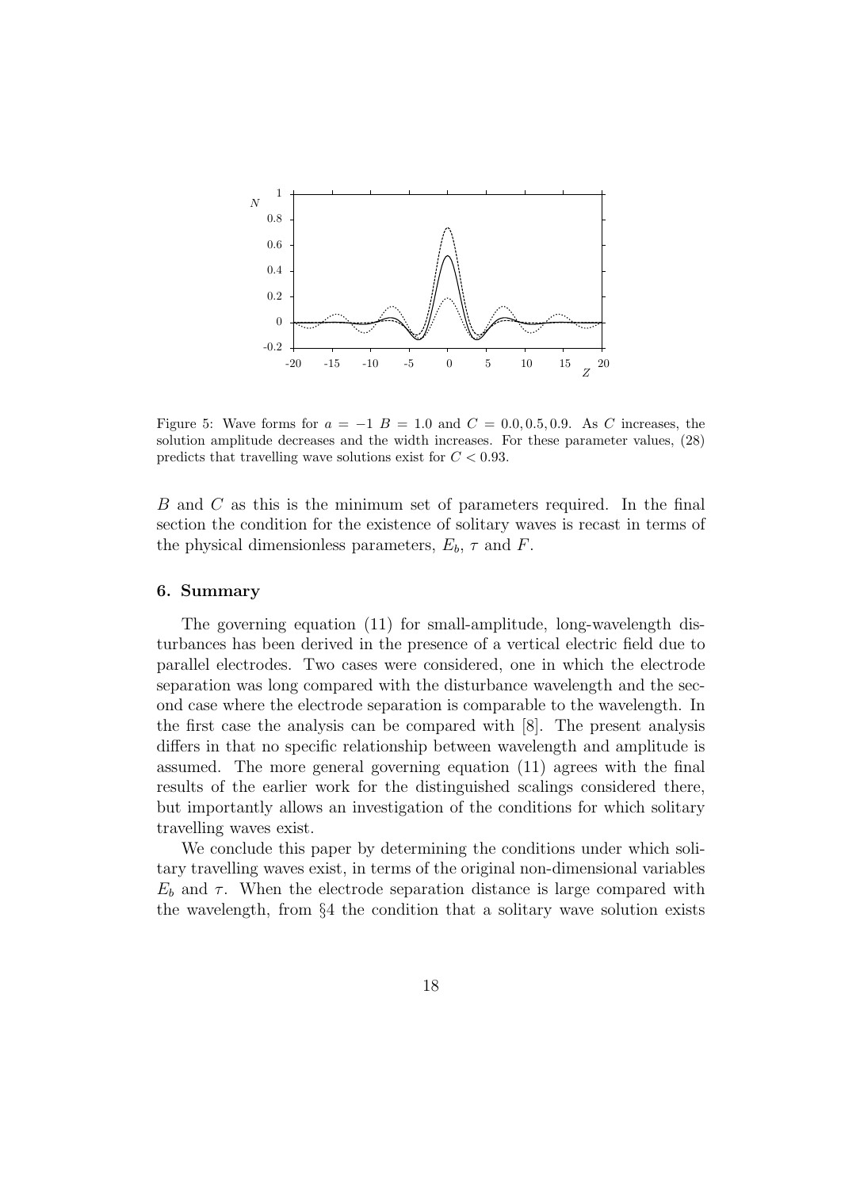Figure 5: Wave forms for $a = -1$ $B = 1.0$ and $C = 0.0, 0.5, 0.9$. As $C$ increases, the solution amplitude decreases and the width increases. For these parameter values, (28) predicts that travelling wave solutions exist for $C < 0.93$.

$B$ and $C$ as this is the minimum set of parameters required. In the final section the condition for the existence of solitary waves is recast in terms of the physical dimensionless parameters, $E_b$, $\tau$ and $F$.

## 6. Summary

The governing equation (11) for small-amplitude, long-wavelength disturbances has been derived in the presence of a vertical electric field due to parallel electrodes. Two cases were considered, one in which the electrode separation was long compared with the disturbance wavelength and the second case where the electrode separation is comparable to the wavelength. In the first case the analysis can be compared with [8]. The present analysis differs in that no specific relationship between wavelength and amplitude is assumed. The more general governing equation (11) agrees with the final results of the earlier work for the distinguished scalings considered there, but importantly allows an investigation of the conditions for which solitary travelling waves exist.

We conclude this paper by determining the conditions under which solitary travelling waves exist, in terms of the original non-dimensional variables $E_b$ and $\tau$. When the electrode separation distance is large compared with the wavelength, from §4 the condition that a solitary wave solution exists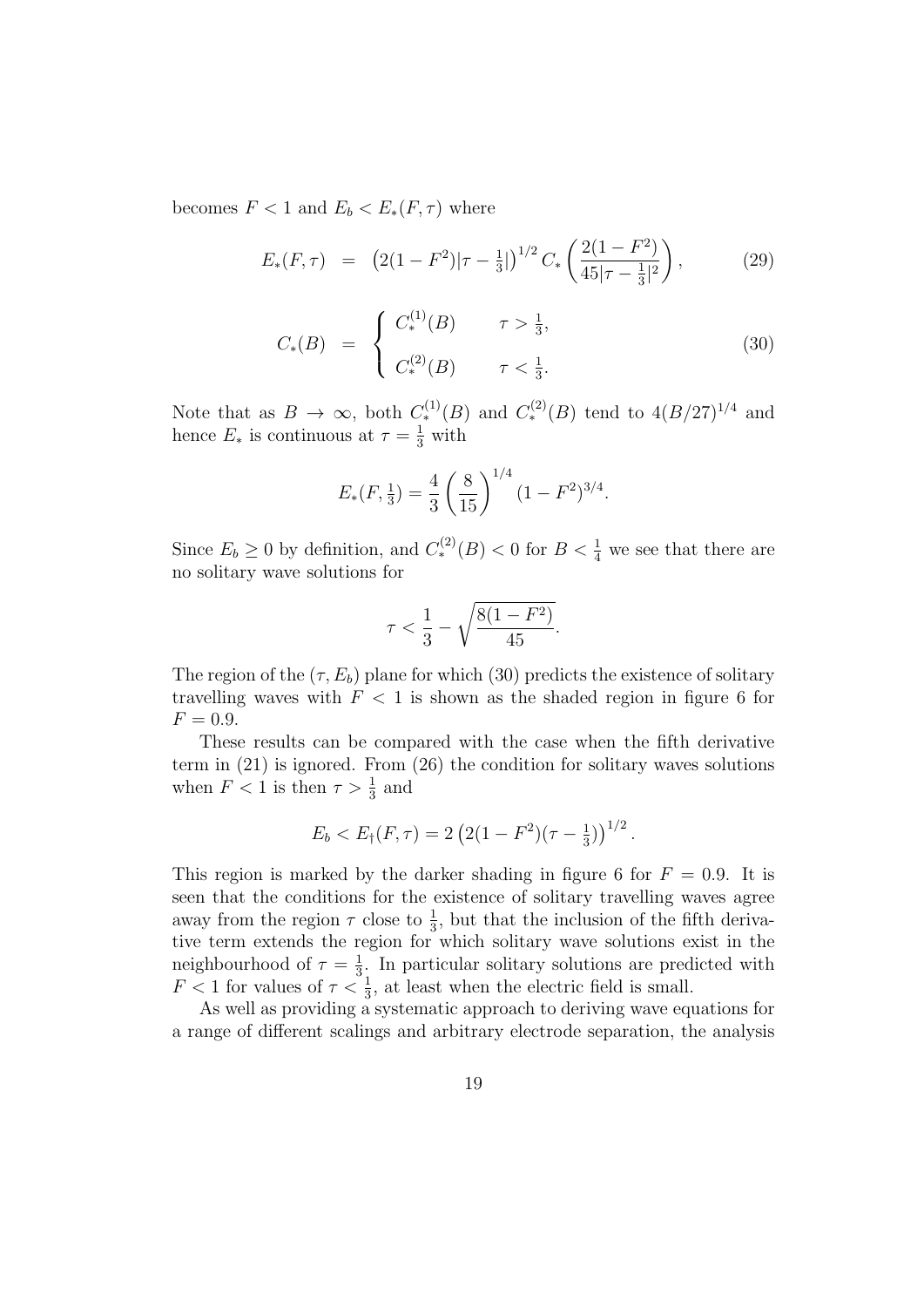becomes $F < 1$ and $E_b < E_*(F, \tau)$ where

$$E_*(F,\tau) = \left(2(1-F^2)|\tau - \tfrac{1}{3}|\right)^{1/2} C_*\left(\frac{2(1-F^2)}{45|\tau-\frac{1}{3}|^2}\right), \tag{29}$$

$$C_*(B) = \begin{cases} C_*^{(1)}(B) & \tau > \frac{1}{3}, \\ C_*^{(2)}(B) & \tau < \frac{1}{3}. \end{cases} \tag{30}$$

Note that as $B \to \infty$, both $C_*^{(1)}(B)$ and $C_*^{(2)}(B)$ tend to $4(B/27)^{1/4}$ and hence $E_*$ is continuous at $\tau = \frac{1}{3}$ with

$$E_*(F, \tfrac{1}{3}) = \frac{4}{3}\left(\frac{8}{15}\right)^{1/4}(1-F^2)^{3/4}.$$

Since $E_b \geq 0$ by definition, and $C_*^{(2)}(B) < 0$ for $B < \frac{1}{4}$ we see that there are no solitary wave solutions for

$$\tau < \frac{1}{3} - \sqrt{\frac{8(1-F^2)}{45}}.$$

The region of the $(\tau, E_b)$ plane for which (30) predicts the existence of solitary travelling waves with $F < 1$ is shown as the shaded region in figure 6 for $F = 0.9$.

These results can be compared with the case when the fifth derivative term in (21) is ignored. From (26) the condition for solitary waves solutions when $F < 1$ is then $\tau > \frac{1}{3}$ and

$$E_b < E_\dagger(F, \tau) = 2\left(2(1-F^2)(\tau - \tfrac{1}{3})\right)^{1/2}.$$

This region is marked by the darker shading in figure 6 for $F = 0.9$. It is seen that the conditions for the existence of solitary travelling waves agree away from the region $\tau$ close to $\frac{1}{3}$, but that the inclusion of the fifth derivative term extends the region for which solitary wave solutions exist in the neighbourhood of $\tau = \frac{1}{3}$. In particular solitary solutions are predicted with $F < 1$ for values of $\tau < \frac{1}{3}$, at least when the electric field is small.

As well as providing a systematic approach to deriving wave equations for a range of different scalings and arbitrary electrode separation, the analysis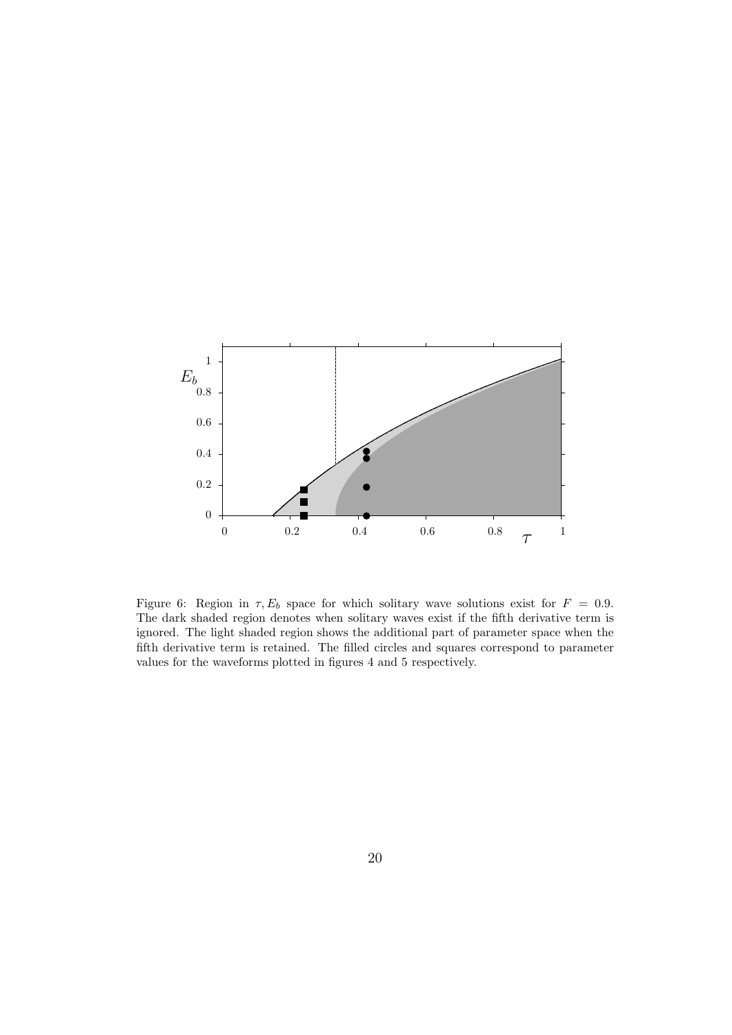Figure 6: Region in $\tau, E_b$ space for which solitary wave solutions exist for $F = 0.9$. The dark shaded region denotes when solitary waves exist if the fifth derivative term is ignored. The light shaded region shows the additional part of parameter space when the fifth derivative term is retained. The filled circles and squares correspond to parameter values for the waveforms plotted in figures 4 and 5 respectively.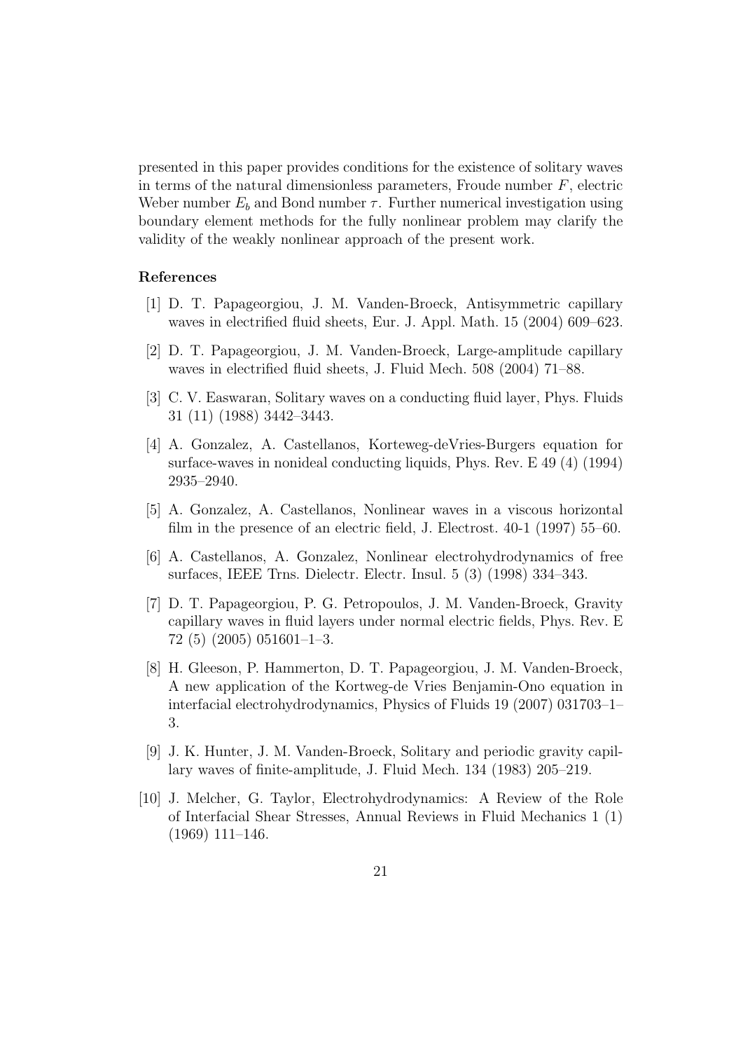presented in this paper provides conditions for the existence of solitary waves in terms of the natural dimensionless parameters, Froude number $F$, electric Weber number $E_b$ and Bond number $\tau$. Further numerical investigation using boundary element methods for the fully nonlinear problem may clarify the validity of the weakly nonlinear approach of the present work.

## References

[1] D. T. Papageorgiou, J. M. Vanden-Broeck, Antisymmetric capillary waves in electrified fluid sheets, Eur. J. Appl. Math. 15 (2004) 609–623.

[2] D. T. Papageorgiou, J. M. Vanden-Broeck, Large-amplitude capillary waves in electrified fluid sheets, J. Fluid Mech. 508 (2004) 71–88.

[3] C. V. Easwaran, Solitary waves on a conducting fluid layer, Phys. Fluids 31 (11) (1988) 3442–3443.

[4] A. Gonzalez, A. Castellanos, Korteweg-deVries-Burgers equation for surface-waves in nonideal conducting liquids, Phys. Rev. E 49 (4) (1994) 2935–2940.

[5] A. Gonzalez, A. Castellanos, Nonlinear waves in a viscous horizontal film in the presence of an electric field, J. Electrost. 40-1 (1997) 55–60.

[6] A. Castellanos, A. Gonzalez, Nonlinear electrohydrodynamics of free surfaces, IEEE Trns. Dielectr. Electr. Insul. 5 (3) (1998) 334–343.

[7] D. T. Papageorgiou, P. G. Petropoulos, J. M. Vanden-Broeck, Gravity capillary waves in fluid layers under normal electric fields, Phys. Rev. E 72 (5) (2005) 051601–1–3.

[8] H. Gleeson, P. Hammerton, D. T. Papageorgiou, J. M. Vanden-Broeck, A new application of the Kortweg-de Vries Benjamin-Ono equation in interfacial electrohydrodynamics, Physics of Fluids 19 (2007) 031703–1–3.

[9] J. K. Hunter, J. M. Vanden-Broeck, Solitary and periodic gravity capillary waves of finite-amplitude, J. Fluid Mech. 134 (1983) 205–219.

[10] J. Melcher, G. Taylor, Electrohydrodynamics: A Review of the Role of Interfacial Shear Stresses, Annual Reviews in Fluid Mechanics 1 (1) (1969) 111–146.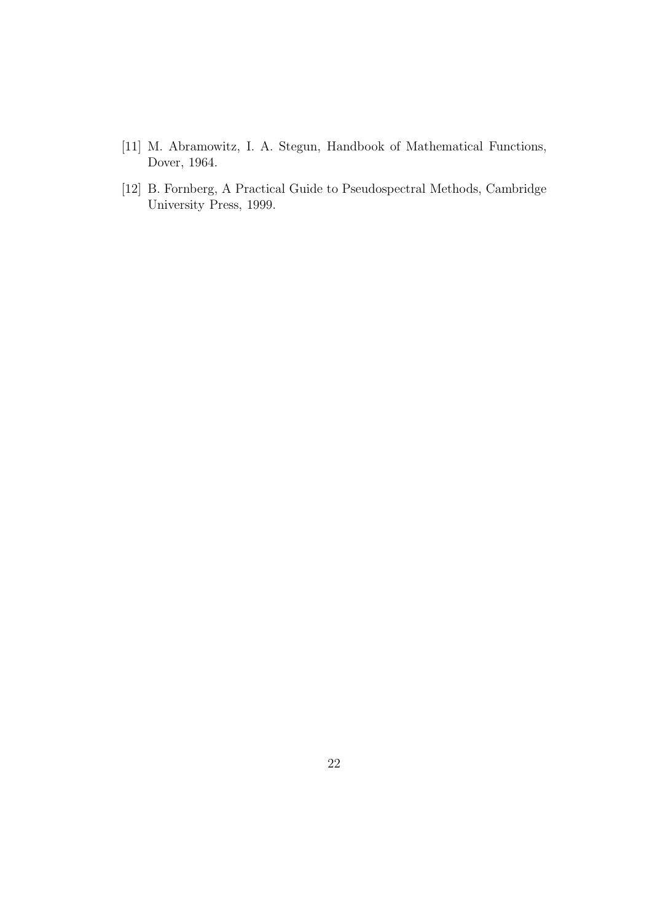[11] M. Abramowitz, I. A. Stegun, Handbook of Mathematical Functions, Dover, 1964.

[12] B. Fornberg, A Practical Guide to Pseudospectral Methods, Cambridge University Press, 1999.